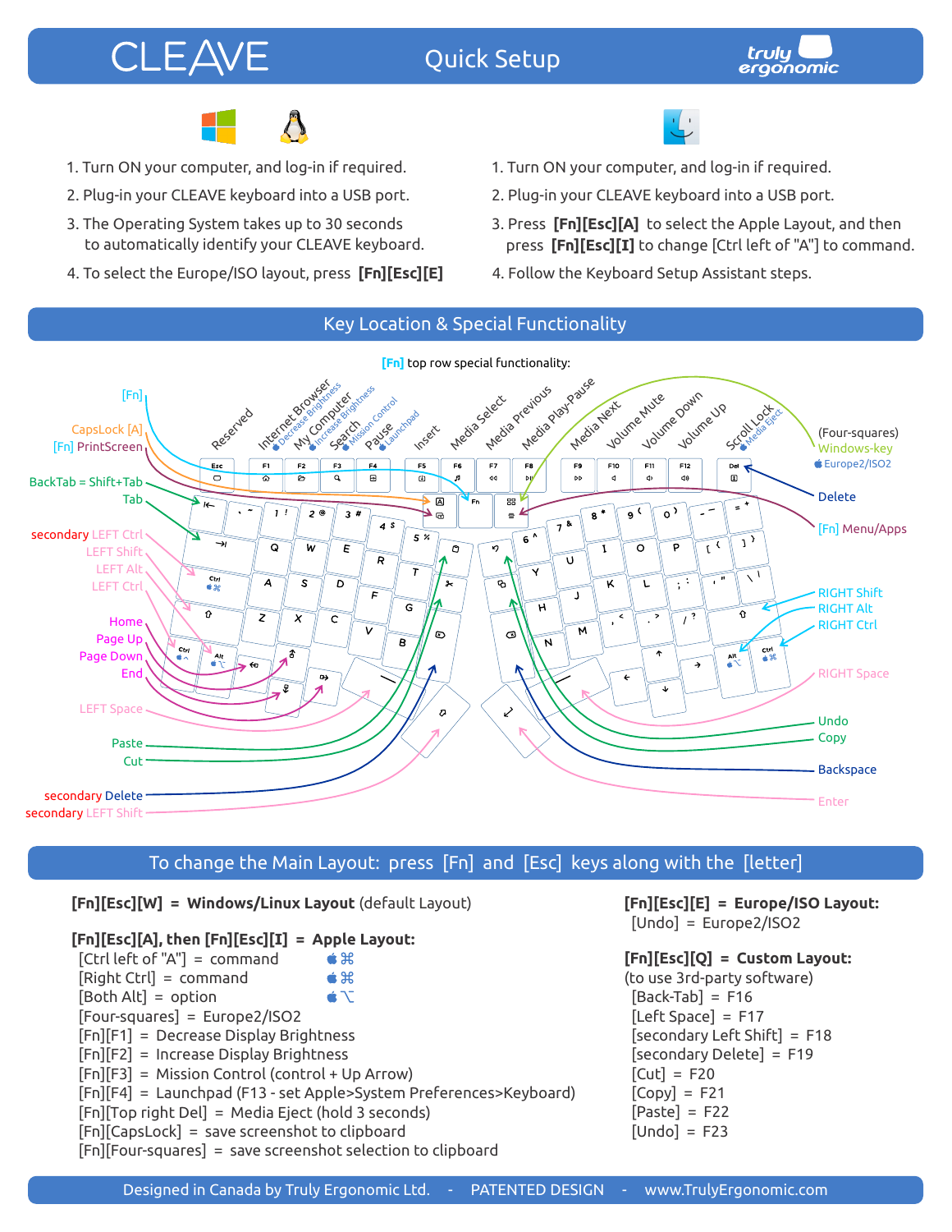# CLEAVE Quick Setup

truly ergonomic

**Windows / Linux**

1. Turn ON your computer, and log-in if required.
2. Plug-in your CLEAVE keyboard into a USB port.
3. The Operating System takes up to 30 seconds to automatically identify your CLEAVE keyboard.
4. To select the Europe/ISO layout, press **[Fn][Esc][E]**

**Mac**

1. Turn ON your computer, and log-in if required.
2. Plug-in your CLEAVE keyboard into a USB port.
3. Press **[Fn][Esc][A]** to select the Apple Layout, and then press **[Fn][Esc][I]** to change [Ctrl left of "A"] to command.
4. Follow the Keyboard Setup Assistant steps.

## Key Location & Special Functionality

[Fn] top row special functionality:

Reserved, Internet Browser (Decrease Brightness), My Computer (Increase Brightness), Search (Mission Control), Pause (Launchpad), Insert, Media Select, Media Previous, Media Play-Pause, Media Next, Volume Mute, Volume Down, Volume Up, Scroll Lock (Media Eject)

Left side labels: [Fn], CapsLock [A], [Fn] PrintScreen, BackTab = Shift+Tab, Tab, secondary LEFT Ctrl, LEFT Shift, LEFT Alt, LEFT Ctrl, Home, Page Up, Page Down, End, LEFT Space, Paste, Cut, secondary Delete, secondary LEFT Shift

Right side labels: (Four-squares) Windows-key, Europe2/ISO2, Delete, [Fn] Menu/Apps, RIGHT Shift, RIGHT Alt, RIGHT Ctrl, RIGHT Space, Undo, Copy, Backspace, Enter

## To change the Main Layout: press [Fn] and [Esc] keys along with the [letter]

**[Fn][Esc][W] = Windows/Linux Layout** (default Layout)

**[Fn][Esc][A], then [Fn][Esc][I] = Apple Layout:**

- [Ctrl left of "A"] = command ⌘
- [Right Ctrl] = command ⌘
- [Both Alt] = option ⌥
- [Four-squares] = Europe2/ISO2
- [Fn][F1] = Decrease Display Brightness
- [Fn][F2] = Increase Display Brightness
- [Fn][F3] = Mission Control (control + Up Arrow)
- [Fn][F4] = Launchpad (F13 - set Apple>System Preferences>Keyboard)
- [Fn][Top right Del] = Media Eject (hold 3 seconds)
- [Fn][CapsLock] = save screenshot to clipboard
- [Fn][Four-squares] = save screenshot selection to clipboard

**[Fn][Esc][E] = Europe/ISO Layout:**

- [Undo] = Europe2/ISO2

**[Fn][Esc][Q] = Custom Layout:**
(to use 3rd-party software)

- [Back-Tab] = F16
- [Left Space] = F17
- [secondary Left Shift] = F18
- [secondary Delete] = F19
- [Cut] = F20
- [Copy] = F21
- [Paste] = F22
- [Undo] = F23

Designed in Canada by Truly Ergonomic Ltd. - PATENTED DESIGN - www.TrulyErgonomic.com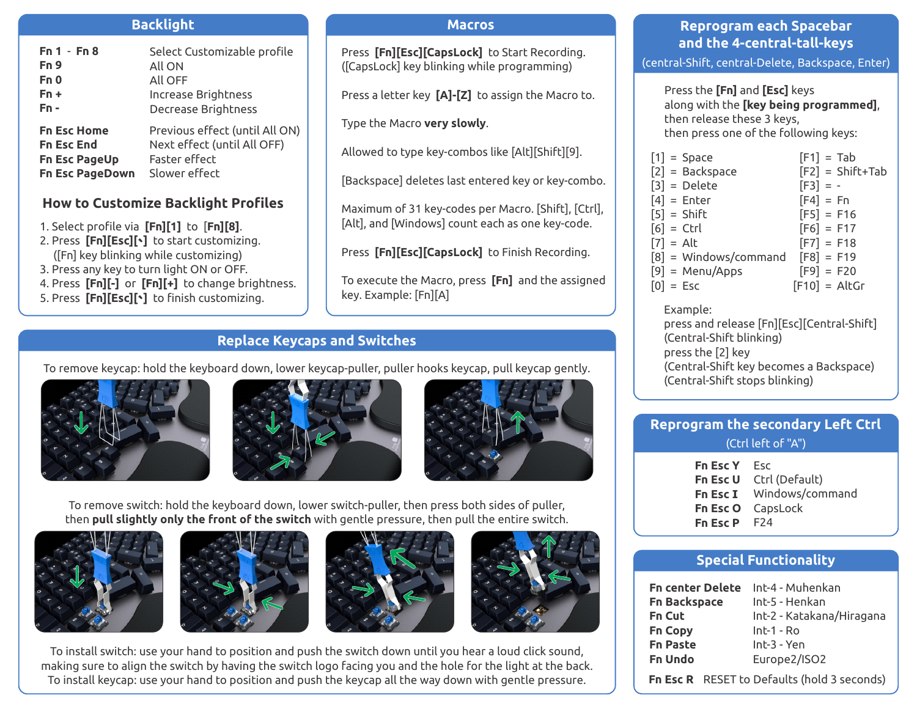## Backlight

| | |
|---|---|
| **Fn 1 - Fn 8** | Select Customizable profile |
| **Fn 9** | All ON |
| **Fn 0** | All OFF |
| **Fn +** | Increase Brightness |
| **Fn -** | Decrease Brightness |
| **Fn Esc Home** | Previous effect (until All ON) |
| **Fn Esc End** | Next effect (until All OFF) |
| **Fn Esc PageUp** | Faster effect |
| **Fn Esc PageDown** | Slower effect |

### How to Customize Backlight Profiles

1. Select profile via **[Fn][1]** to **[Fn][8]**.
2. Press **[Fn][Esc][`]** to start customizing.
   ([Fn] key blinking while customizing)
3. Press any key to turn light ON or OFF.
4. Press **[Fn][-]** or **[Fn][+]** to change brightness.
5. Press **[Fn][Esc][`]** to finish customizing.

## Macros

Press **[Fn][Esc][CapsLock]** to Start Recording.
([CapsLock] key blinking while programming)

Press a letter key **[A]-[Z]** to assign the Macro to.

Type the Macro **very slowly**.

Allowed to type key-combos like [Alt][Shift][9].

[Backspace] deletes last entered key or key-combo.

Maximum of 31 key-codes per Macro. [Shift], [Ctrl], [Alt], and [Windows] count each as one key-code.

Press **[Fn][Esc][CapsLock]** to Finish Recording.

To execute the Macro, press **[Fn]** and the assigned key. Example: [Fn][A]

## Reprogram each Spacebar and the 4-central-tall-keys

(central-Shift, central-Delete, Backspace, Enter)

Press the **[Fn]** and **[Esc]** keys along with the **[key being programmed]**, then release these 3 keys, then press one of the following keys:

| | | | |
|---|---|---|---|
| [1] | Space | [F1] | Tab |
| [2] | Backspace | [F2] | Shift+Tab |
| [3] | Delete | [F3] | - |
| [4] | Enter | [F4] | Fn |
| [5] | Shift | [F5] | F16 |
| [6] | Ctrl | [F6] | F17 |
| [7] | Alt | [F7] | F18 |
| [8] | Windows/command | [F8] | F19 |
| [9] | Menu/Apps | [F9] | F20 |
| [0] | Esc | [F10] | AltGr |

Example:
press and release [Fn][Esc][Central-Shift]
(Central-Shift blinking)
press the [2] key
(Central-Shift key becomes a Backspace)
(Central-Shift stops blinking)

## Replace Keycaps and Switches

To remove keycap: hold the keyboard down, lower keycap-puller, puller hooks keycap, pull keycap gently.

To remove switch: hold the keyboard down, lower switch-puller, then press both sides of puller, then **pull slightly only the front of the switch** with gentle pressure, then pull the entire switch.

To install switch: use your hand to position and push the switch down until you hear a loud click sound, making sure to align the switch by having the switch logo facing you and the hole for the light at the back.
To install keycap: use your hand to position and push the keycap all the way down with gentle pressure.

## Reprogram the secondary Left Ctrl

(Ctrl left of "A")

| | |
|---|---|
| **Fn Esc Y** | Esc |
| **Fn Esc U** | Ctrl (Default) |
| **Fn Esc I** | Windows/command |
| **Fn Esc O** | CapsLock |
| **Fn Esc P** | F24 |

## Special Functionality

| | |
|---|---|
| **Fn center Delete** | Int-4 - Muhenkan |
| **Fn Backspace** | Int-5 - Henkan |
| **Fn Cut** | Int-2 - Katakana/Hiragana |
| **Fn Copy** | Int-1 - Ro |
| **Fn Paste** | Int-3 - Yen |
| **Fn Undo** | Europe2/ISO2 |

**Fn Esc R** RESET to Defaults (hold 3 seconds)